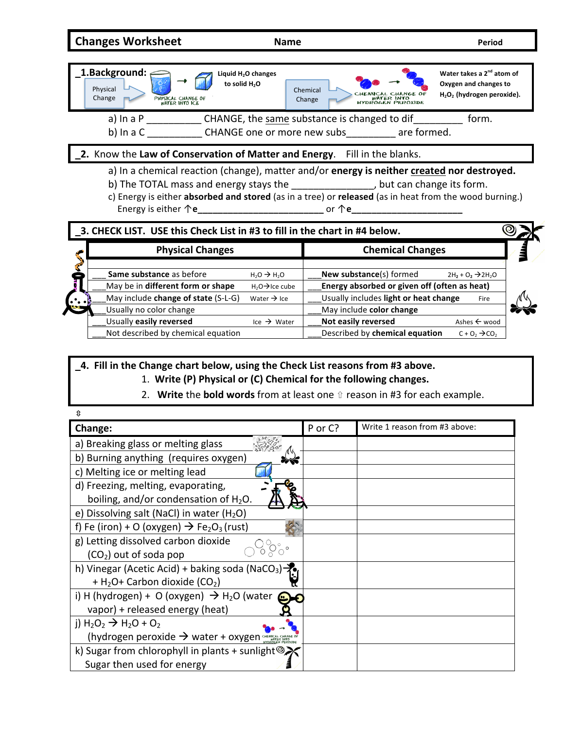## Changes Worksheet

**Name** **Period**

**_1.Background:**

Physical Change — Liquid $H_2O$ changes to solid $H_2O$ (PHYSICAL CHANGE OF WATER INTO ICE)

Chemical Change — Water takes a 2[nd] atom of Oxygen and changes to $H_2O_2$ (hydrogen peroxide). (CHEMICAL CHANGE OF WATER INTO HYDROGEN PEROXIDE)

a) In a P __________ CHANGE, the same substance is changed to dif_________ form.

b) In a C __________ CHANGE one or more new subs_________ are formed.

**_2.** Know the **Law of Conservation of Matter and Energy**. Fill in the blanks.

a) In a chemical reaction (change), matter and/or **energy is neither created nor destroyed.**

b) The TOTAL mass and energy stays the ______________, but can change its form.

c) Energy is either **absorbed and stored** (as in a tree) or **released** (as in heat from the wood burning.)

Energy is either ↑**e**_________________________ or ↑**e**______________________

**_3. CHECK LIST. USE this Check List in #3 to fill in the chart in #4 below.**

| Physical Changes | | Chemical Changes | |
|---|---|---|---|
| ___ **Same substance** as before | $H_2O \rightarrow H_2O$ | ___**New substance**(s) formed | $2H_2 + O_2 \rightarrow 2H_2O$ |
| ___May be in **different form or shape** | $H_2O \rightarrow$ Ice cube | ___**Energy absorbed or given off (often as heat)** | |
| ___May include **change of state** (S-L-G) | Water → Ice | ___**Usually includes light or heat change** | Fire |
| ___Usually no color change | | ___May include **color change** | |
| ___Usually **easily reversed** | Ice → Water | ___**Not easily reversed** | Ashes ← wood |
| ___Not described by chemical equation | | ___Described by **chemical equation** | $C + O_2 \rightarrow CO_2$ |

**_4. Fill in the Change chart below, using the Check List reasons from #3 above.**

1. **Write (P) Physical or (C) Chemical for the following changes.**
2. **Write** the **bold words** from at least one ⇧ reason in #3 for each example.

⇳

| Change: | P or C? | Write 1 reason from #3 above: |
|---|---|---|
| a) Breaking glass or melting glass | | |
| b) Burning anything (requires oxygen) | | |
| c) Melting ice or melting lead | | |
| d) Freezing, melting, evaporating, boiling, and/or condensation of $H_2O$. | | |
| e) Dissolving salt (NaCl) in water ($H_2O$) | | |
| f) Fe (iron) + O (oxygen) → $Fe_2O_3$ (rust) | | |
| g) Letting dissolved carbon dioxide ($CO_2$) out of soda pop | | |
| h) Vinegar (Acetic Acid) + baking soda ($NaCO_3$) → + $H_2O$+ Carbon dioxide ($CO_2$) | | |
| i) H (hydrogen) + O (oxygen) → $H_2O$ (water vapor) + released energy (heat) | | |
| j) $H_2O_2 \rightarrow H_2O + O_2$ (hydrogen peroxide → water + oxygen | | |
| k) Sugar from chlorophyll in plants + sunlight Sugar then used for energy | | |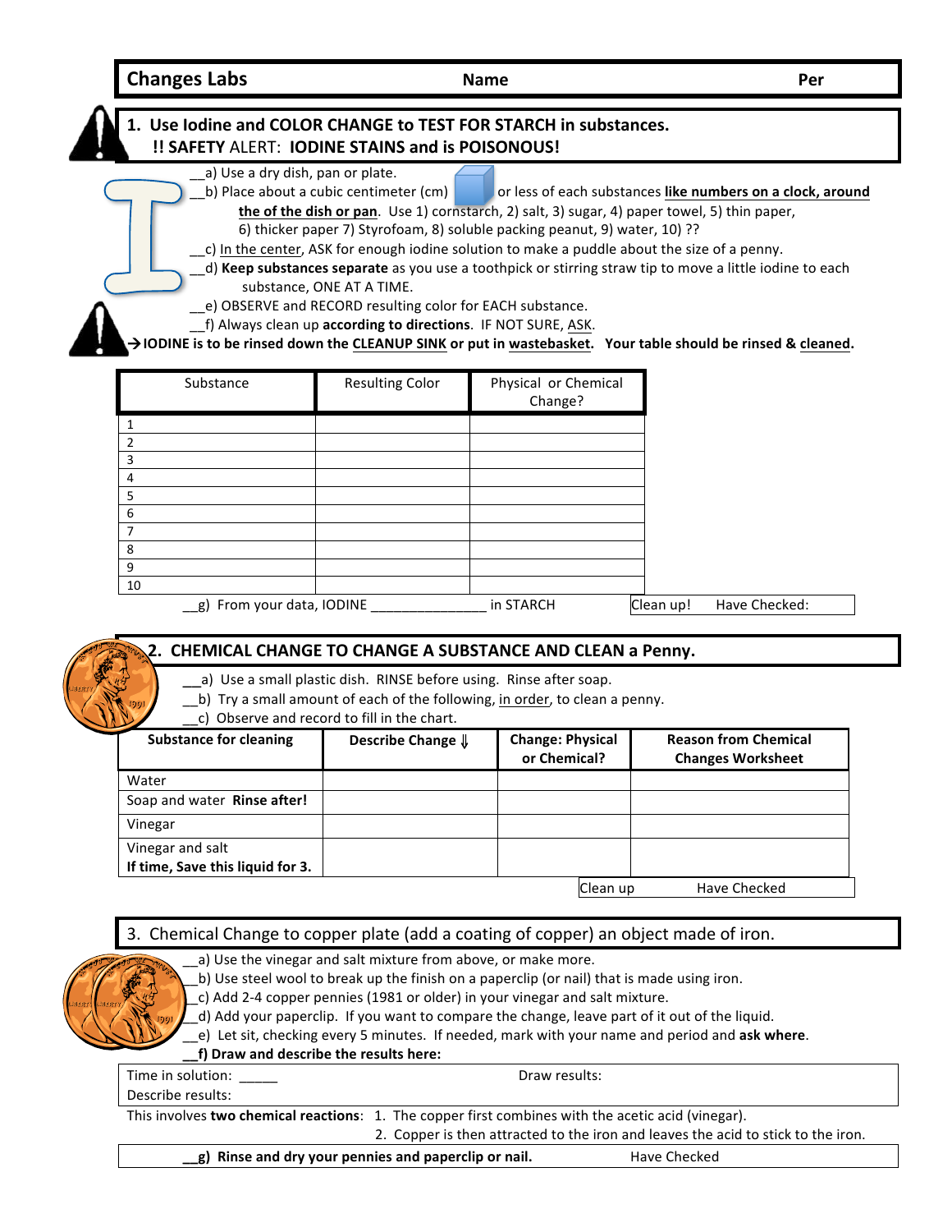## Changes Labs  Name  Per

### 1. Use Iodine and COLOR CHANGE to TEST FOR STARCH in substances.
**!! SAFETY ALERT: IODINE STAINS and is POISONOUS!**

__a) Use a dry dish, pan or plate.

__b) Place about a cubic centimeter (cm) or less of each substances **like numbers on a clock, around the of the dish or pan**. Use 1) cornstarch, 2) salt, 3) sugar, 4) paper towel, 5) thin paper, 6) thicker paper 7) Styrofoam, 8) soluble packing peanut, 9) water, 10) ??

__c) In the center, ASK for enough iodine solution to make a puddle about the size of a penny.

__d) **Keep substances separate** as you use a toothpick or stirring straw tip to move a little iodine to each substance, ONE AT A TIME.

__e) OBSERVE and RECORD resulting color for EACH substance.

__f) Always clean up **according to directions**. IF NOT SURE, ASK.

→ **IODINE is to be rinsed down the CLEANUP SINK or put in wastebasket. Your table should be rinsed & cleaned.**

| Substance | Resulting Color | Physical or Chemical Change? |
|---|---|---|
| 1 | | |
| 2 | | |
| 3 | | |
| 4 | | |
| 5 | | |
| 6 | | |
| 7 | | |
| 8 | | |
| 9 | | |
| 10 | | |

__g) From your data, IODINE _______________ in STARCH  Clean up!  Have Checked:

### 2. CHEMICAL CHANGE TO CHANGE A SUBSTANCE AND CLEAN a Penny.

__a) Use a small plastic dish. RINSE before using. Rinse after soap.

__b) Try a small amount of each of the following, in order, to clean a penny.

__c) Observe and record to fill in the chart.

| Substance for cleaning | Describe Change ⇓ | Change: Physical or Chemical? | Reason from Chemical Changes Worksheet |
|---|---|---|---|
| Water | | | |
| Soap and water **Rinse after!** | | | |
| Vinegar | | | |
| Vinegar and salt<br>**If time, Save this liquid for 3.** | | | |

Clean up  Have Checked

### 3. Chemical Change to copper plate (add a coating of copper) an object made of iron.

__a) Use the vinegar and salt mixture from above, or make more.

__b) Use steel wool to break up the finish on a paperclip (or nail) that is made using iron.

__c) Add 2-4 copper pennies (1981 or older) in your vinegar and salt mixture.

__d) Add your paperclip. If you want to compare the change, leave part of it out of the liquid.

__e) Let sit, checking every 5 minutes. If needed, mark with your name and period and **ask where**.

**__f) Draw and describe the results here:**

Time in solution: _____  Draw results:

Describe results:

This involves **two chemical reactions**: 1. The copper first combines with the acetic acid (vinegar).
2. Copper is then attracted to the iron and leaves the acid to stick to the iron.

**__g) Rinse and dry your pennies and paperclip or nail.**  Have Checked